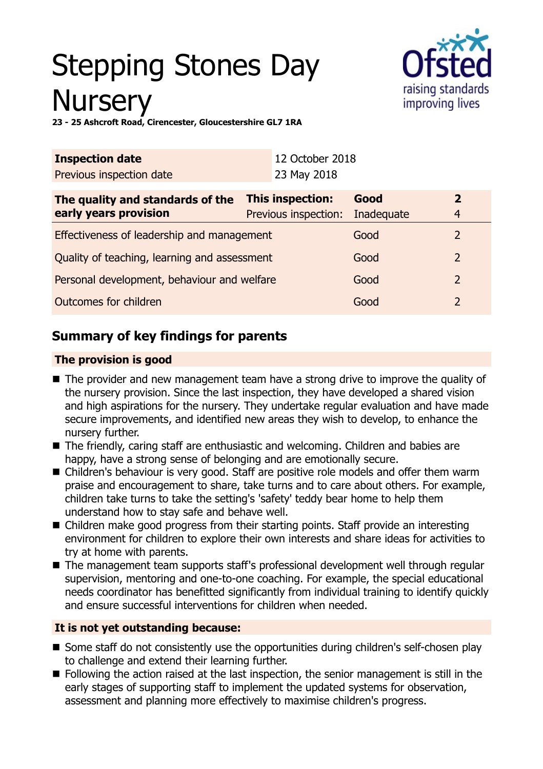# Stepping Stones Day Nursery

**23 - 25 Ashcroft Road, Cirencester, Gloucestershire GL7 1RA**

| **Inspection date** | 12 October 2018 |
|---|---|
| Previous inspection date | 23 May 2018 |

| **The quality and standards of the early years provision** | **This inspection:** | **Good** | **2** |
|---|---|---|---|
| | Previous inspection: | Inadequate | 4 |
| Effectiveness of leadership and management | | Good | 2 |
| Quality of teaching, learning and assessment | | Good | 2 |
| Personal development, behaviour and welfare | | Good | 2 |
| Outcomes for children | | Good | 2 |

## Summary of key findings for parents

### The provision is good

- The provider and new management team have a strong drive to improve the quality of the nursery provision. Since the last inspection, they have developed a shared vision and high aspirations for the nursery. They undertake regular evaluation and have made secure improvements, and identified new areas they wish to develop, to enhance the nursery further.
- The friendly, caring staff are enthusiastic and welcoming. Children and babies are happy, have a strong sense of belonging and are emotionally secure.
- Children's behaviour is very good. Staff are positive role models and offer them warm praise and encouragement to share, take turns and to care about others. For example, children take turns to take the setting's 'safety' teddy bear home to help them understand how to stay safe and behave well.
- Children make good progress from their starting points. Staff provide an interesting environment for children to explore their own interests and share ideas for activities to try at home with parents.
- The management team supports staff's professional development well through regular supervision, mentoring and one-to-one coaching. For example, the special educational needs coordinator has benefitted significantly from individual training to identify quickly and ensure successful interventions for children when needed.

### It is not yet outstanding because:

- Some staff do not consistently use the opportunities during children's self-chosen play to challenge and extend their learning further.
- Following the action raised at the last inspection, the senior management is still in the early stages of supporting staff to implement the updated systems for observation, assessment and planning more effectively to maximise children's progress.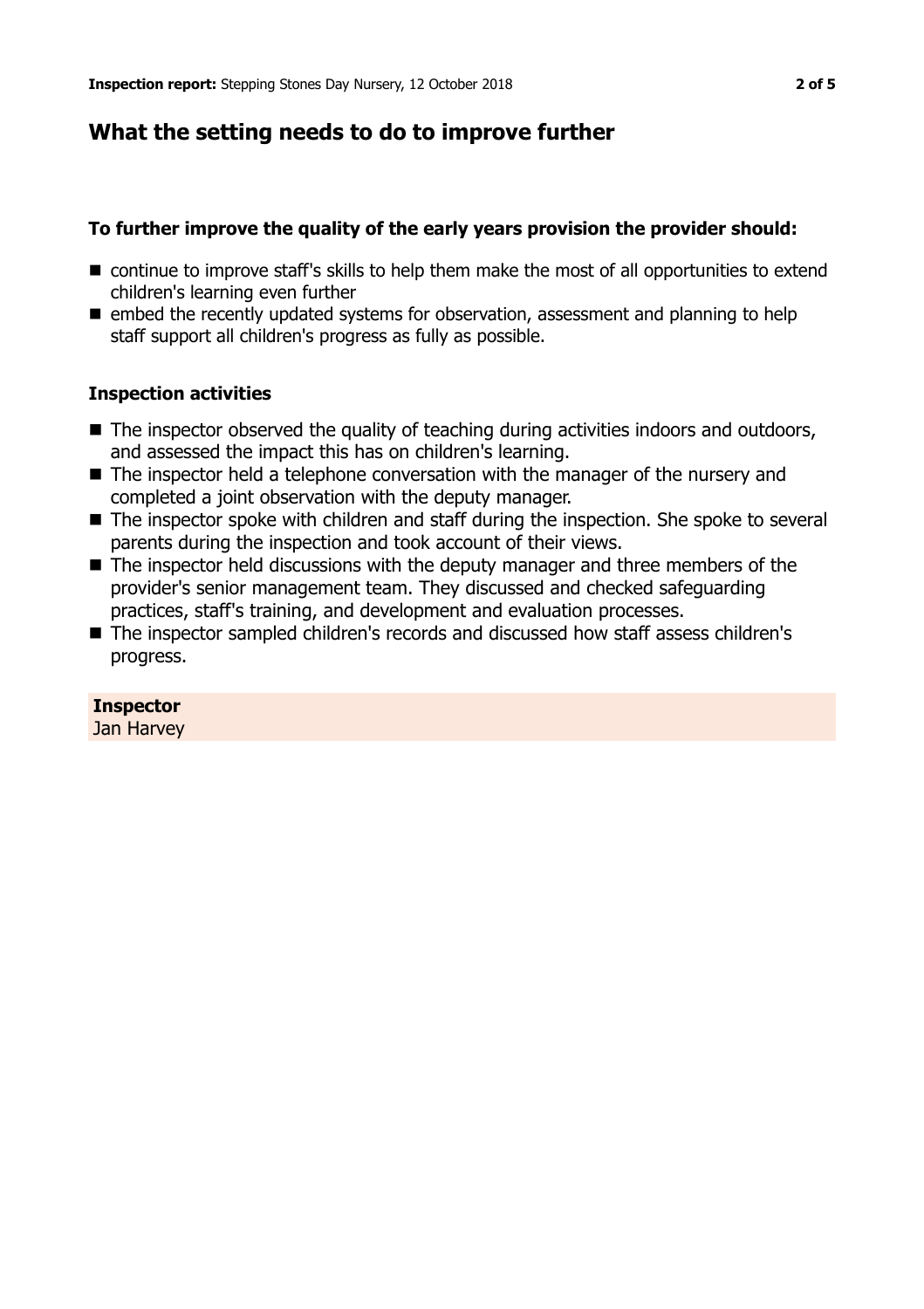## What the setting needs to do to improve further

### To further improve the quality of the early years provision the provider should:

- continue to improve staff's skills to help them make the most of all opportunities to extend children's learning even further
- embed the recently updated systems for observation, assessment and planning to help staff support all children's progress as fully as possible.

### Inspection activities

- The inspector observed the quality of teaching during activities indoors and outdoors, and assessed the impact this has on children's learning.
- The inspector held a telephone conversation with the manager of the nursery and completed a joint observation with the deputy manager.
- The inspector spoke with children and staff during the inspection. She spoke to several parents during the inspection and took account of their views.
- The inspector held discussions with the deputy manager and three members of the provider's senior management team. They discussed and checked safeguarding practices, staff's training, and development and evaluation processes.
- The inspector sampled children's records and discussed how staff assess children's progress.

**Inspector**
Jan Harvey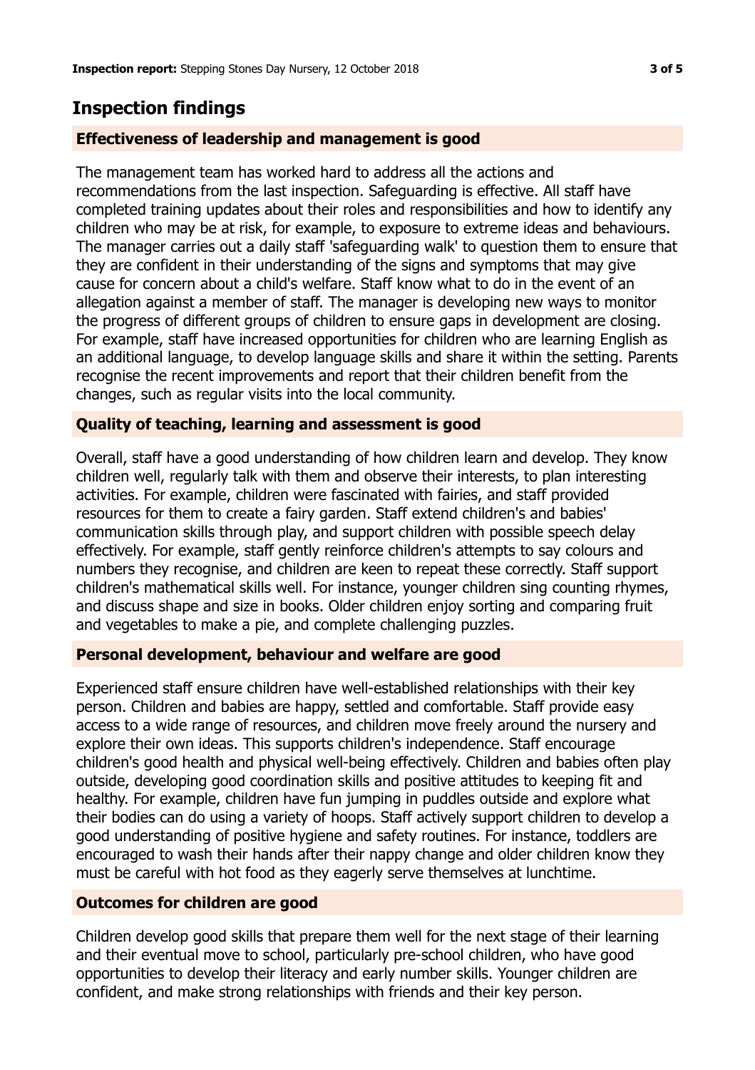## Inspection findings

### Effectiveness of leadership and management is good

The management team has worked hard to address all the actions and recommendations from the last inspection. Safeguarding is effective. All staff have completed training updates about their roles and responsibilities and how to identify any children who may be at risk, for example, to exposure to extreme ideas and behaviours. The manager carries out a daily staff 'safeguarding walk' to question them to ensure that they are confident in their understanding of the signs and symptoms that may give cause for concern about a child's welfare. Staff know what to do in the event of an allegation against a member of staff. The manager is developing new ways to monitor the progress of different groups of children to ensure gaps in development are closing. For example, staff have increased opportunities for children who are learning English as an additional language, to develop language skills and share it within the setting. Parents recognise the recent improvements and report that their children benefit from the changes, such as regular visits into the local community.

### Quality of teaching, learning and assessment is good

Overall, staff have a good understanding of how children learn and develop. They know children well, regularly talk with them and observe their interests, to plan interesting activities. For example, children were fascinated with fairies, and staff provided resources for them to create a fairy garden. Staff extend children's and babies' communication skills through play, and support children with possible speech delay effectively. For example, staff gently reinforce children's attempts to say colours and numbers they recognise, and children are keen to repeat these correctly. Staff support children's mathematical skills well. For instance, younger children sing counting rhymes, and discuss shape and size in books. Older children enjoy sorting and comparing fruit and vegetables to make a pie, and complete challenging puzzles.

### Personal development, behaviour and welfare are good

Experienced staff ensure children have well-established relationships with their key person. Children and babies are happy, settled and comfortable. Staff provide easy access to a wide range of resources, and children move freely around the nursery and explore their own ideas. This supports children's independence. Staff encourage children's good health and physical well-being effectively. Children and babies often play outside, developing good coordination skills and positive attitudes to keeping fit and healthy. For example, children have fun jumping in puddles outside and explore what their bodies can do using a variety of hoops. Staff actively support children to develop a good understanding of positive hygiene and safety routines. For instance, toddlers are encouraged to wash their hands after their nappy change and older children know they must be careful with hot food as they eagerly serve themselves at lunchtime.

### Outcomes for children are good

Children develop good skills that prepare them well for the next stage of their learning and their eventual move to school, particularly pre-school children, who have good opportunities to develop their literacy and early number skills. Younger children are confident, and make strong relationships with friends and their key person.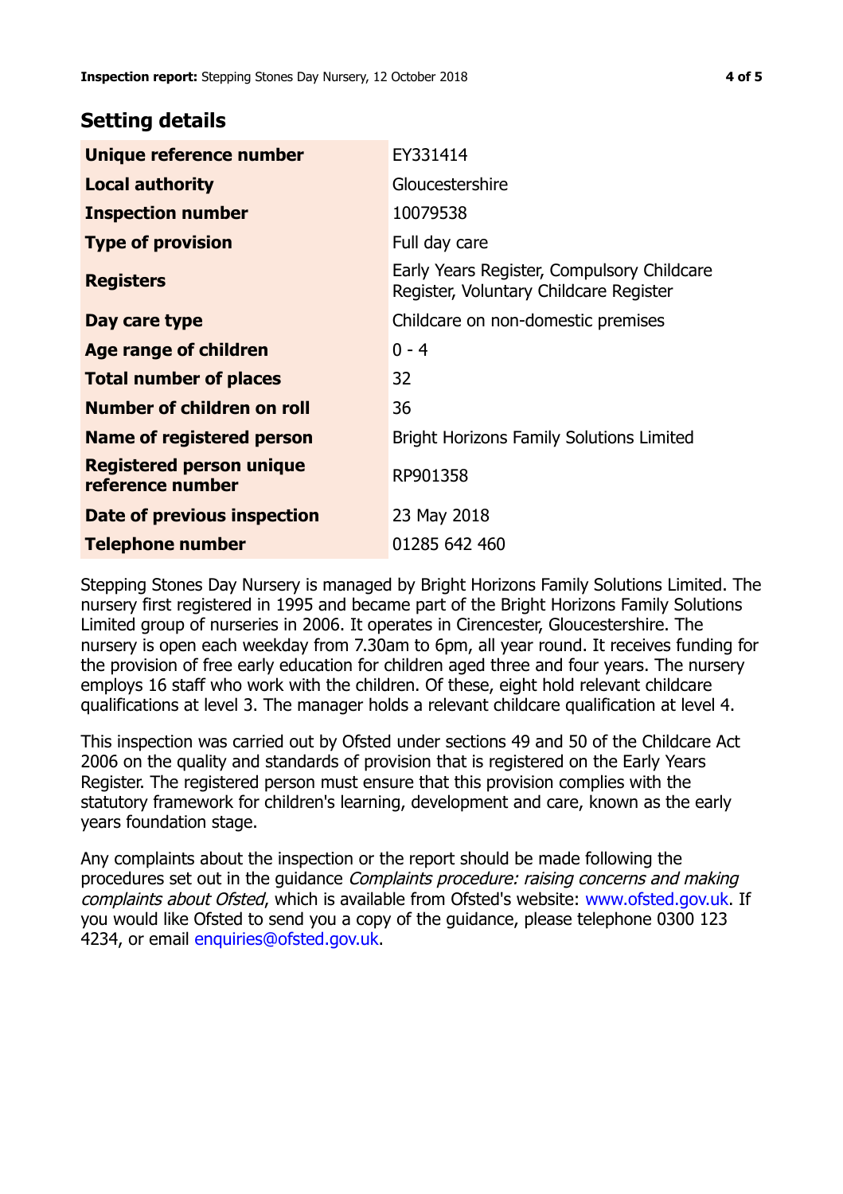## Setting details

| | |
|---|---|
| **Unique reference number** | EY331414 |
| **Local authority** | Gloucestershire |
| **Inspection number** | 10079538 |
| **Type of provision** | Full day care |
| **Registers** | Early Years Register, Compulsory Childcare Register, Voluntary Childcare Register |
| **Day care type** | Childcare on non-domestic premises |
| **Age range of children** | 0 - 4 |
| **Total number of places** | 32 |
| **Number of children on roll** | 36 |
| **Name of registered person** | Bright Horizons Family Solutions Limited |
| **Registered person unique reference number** | RP901358 |
| **Date of previous inspection** | 23 May 2018 |
| **Telephone number** | 01285 642 460 |

Stepping Stones Day Nursery is managed by Bright Horizons Family Solutions Limited. The nursery first registered in 1995 and became part of the Bright Horizons Family Solutions Limited group of nurseries in 2006. It operates in Cirencester, Gloucestershire. The nursery is open each weekday from 7.30am to 6pm, all year round. It receives funding for the provision of free early education for children aged three and four years. The nursery employs 16 staff who work with the children. Of these, eight hold relevant childcare qualifications at level 3. The manager holds a relevant childcare qualification at level 4.

This inspection was carried out by Ofsted under sections 49 and 50 of the Childcare Act 2006 on the quality and standards of provision that is registered on the Early Years Register. The registered person must ensure that this provision complies with the statutory framework for children's learning, development and care, known as the early years foundation stage.

Any complaints about the inspection or the report should be made following the procedures set out in the guidance *Complaints procedure: raising concerns and making complaints about Ofsted*, which is available from Ofsted's website: www.ofsted.gov.uk. If you would like Ofsted to send you a copy of the guidance, please telephone 0300 123 4234, or email enquiries@ofsted.gov.uk.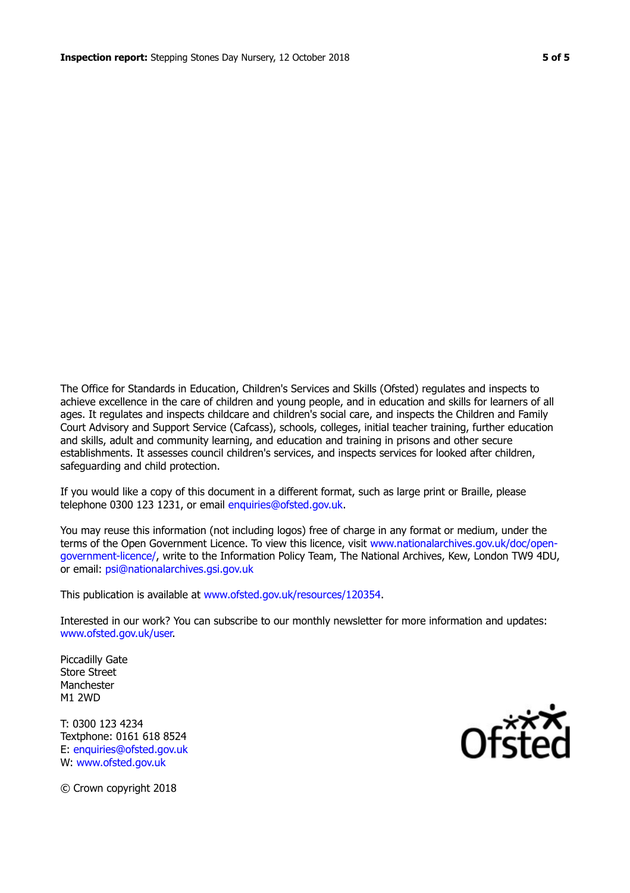The Office for Standards in Education, Children's Services and Skills (Ofsted) regulates and inspects to achieve excellence in the care of children and young people, and in education and skills for learners of all ages. It regulates and inspects childcare and children's social care, and inspects the Children and Family Court Advisory and Support Service (Cafcass), schools, colleges, initial teacher training, further education and skills, adult and community learning, and education and training in prisons and other secure establishments. It assesses council children's services, and inspects services for looked after children, safeguarding and child protection.

If you would like a copy of this document in a different format, such as large print or Braille, please telephone 0300 123 1231, or email enquiries@ofsted.gov.uk.

You may reuse this information (not including logos) free of charge in any format or medium, under the terms of the Open Government Licence. To view this licence, visit www.nationalarchives.gov.uk/doc/open-government-licence/, write to the Information Policy Team, The National Archives, Kew, London TW9 4DU, or email: psi@nationalarchives.gsi.gov.uk

This publication is available at www.ofsted.gov.uk/resources/120354.

Interested in our work? You can subscribe to our monthly newsletter for more information and updates: www.ofsted.gov.uk/user.

Piccadilly Gate  
Store Street  
Manchester  
M1 2WD

T: 0300 123 4234  
Textphone: 0161 618 8524  
E: enquiries@ofsted.gov.uk  
W: www.ofsted.gov.uk

© Crown copyright 2018